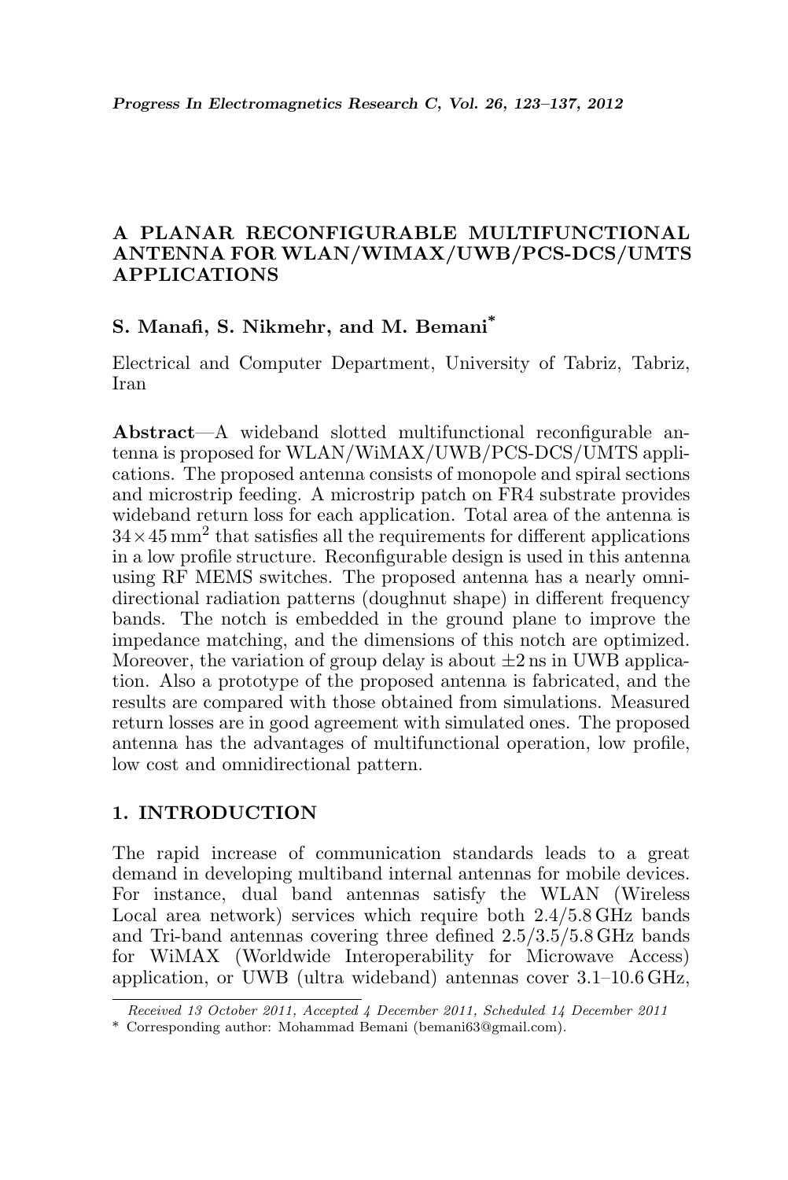# A PLANAR RECONFIGURABLE MULTIFUNCTIONAL ANTENNA FOR WLAN/WIMAX/UWB/PCS-DCS/UMTS APPLICATIONS

**S. Manafi, S. Nikmehr, and M. Bemani***

Electrical and Computer Department, University of Tabriz, Tabriz, Iran

**Abstract**—A wideband slotted multifunctional reconfigurable antenna is proposed for WLAN/WiMAX/UWB/PCS-DCS/UMTS applications. The proposed antenna consists of monopole and spiral sections and microstrip feeding. A microstrip patch on FR4 substrate provides wideband return loss for each application. Total area of the antenna is $34 \times 45\,\text{mm}^2$ that satisfies all the requirements for different applications in a low profile structure. Reconfigurable design is used in this antenna using RF MEMS switches. The proposed antenna has a nearly omnidirectional radiation patterns (doughnut shape) in different frequency bands. The notch is embedded in the ground plane to improve the impedance matching, and the dimensions of this notch are optimized. Moreover, the variation of group delay is about $\pm 2$ ns in UWB application. Also a prototype of the proposed antenna is fabricated, and the results are compared with those obtained from simulations. Measured return losses are in good agreement with simulated ones. The proposed antenna has the advantages of multifunctional operation, low profile, low cost and omnidirectional pattern.

## 1. INTRODUCTION

The rapid increase of communication standards leads to a great demand in developing multiband internal antennas for mobile devices. For instance, dual band antennas satisfy the WLAN (Wireless Local area network) services which require both 2.4/5.8 GHz bands and Tri-band antennas covering three defined 2.5/3.5/5.8 GHz bands for WiMAX (Worldwide Interoperability for Microwave Access) application, or UWB (ultra wideband) antennas cover 3.1–10.6 GHz,

*Received 13 October 2011, Accepted 4 December 2011, Scheduled 14 December 2011*

\* Corresponding author: Mohammad Bemani (bemani63@gmail.com).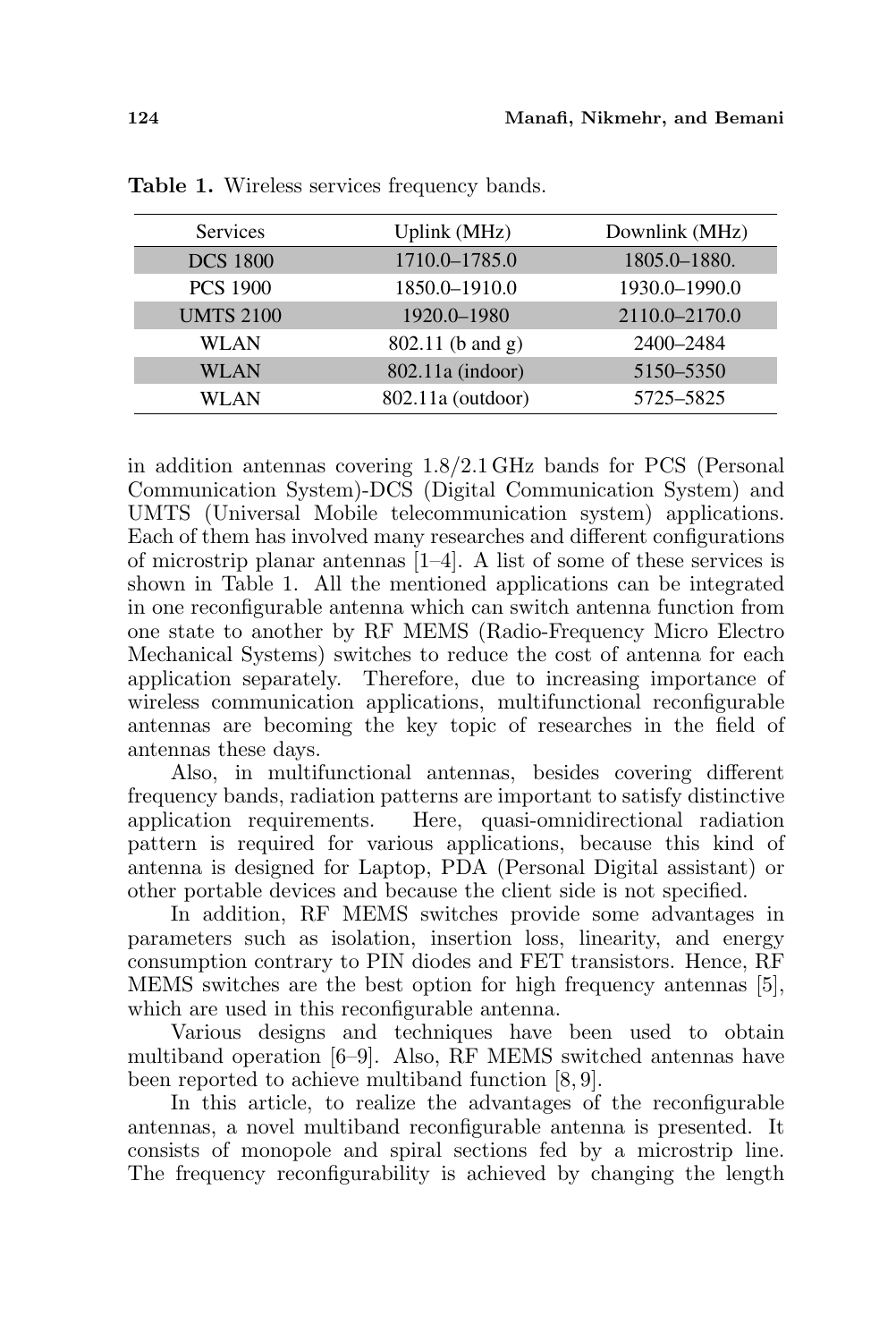**Table 1.** Wireless services frequency bands.

| Services | Uplink (MHz) | Downlink (MHz) |
|---|---|---|
| DCS 1800 | 1710.0–1785.0 | 1805.0–1880. |
| PCS 1900 | 1850.0–1910.0 | 1930.0–1990.0 |
| UMTS 2100 | 1920.0–1980 | 2110.0–2170.0 |
| WLAN | 802.11 (b and g) | 2400–2484 |
| WLAN | 802.11a (indoor) | 5150–5350 |
| WLAN | 802.11a (outdoor) | 5725–5825 |

in addition antennas covering 1.8/2.1 GHz bands for PCS (Personal Communication System)-DCS (Digital Communication System) and UMTS (Universal Mobile telecommunication system) applications. Each of them has involved many researches and different configurations of microstrip planar antennas [1–4]. A list of some of these services is shown in Table 1. All the mentioned applications can be integrated in one reconfigurable antenna which can switch antenna function from one state to another by RF MEMS (Radio-Frequency Micro Electro Mechanical Systems) switches to reduce the cost of antenna for each application separately. Therefore, due to increasing importance of wireless communication applications, multifunctional reconfigurable antennas are becoming the key topic of researches in the field of antennas these days.

Also, in multifunctional antennas, besides covering different frequency bands, radiation patterns are important to satisfy distinctive application requirements. Here, quasi-omnidirectional radiation pattern is required for various applications, because this kind of antenna is designed for Laptop, PDA (Personal Digital assistant) or other portable devices and because the client side is not specified.

In addition, RF MEMS switches provide some advantages in parameters such as isolation, insertion loss, linearity, and energy consumption contrary to PIN diodes and FET transistors. Hence, RF MEMS switches are the best option for high frequency antennas [5], which are used in this reconfigurable antenna.

Various designs and techniques have been used to obtain multiband operation [6–9]. Also, RF MEMS switched antennas have been reported to achieve multiband function [8, 9].

In this article, to realize the advantages of the reconfigurable antennas, a novel multiband reconfigurable antenna is presented. It consists of monopole and spiral sections fed by a microstrip line. The frequency reconfigurability is achieved by changing the length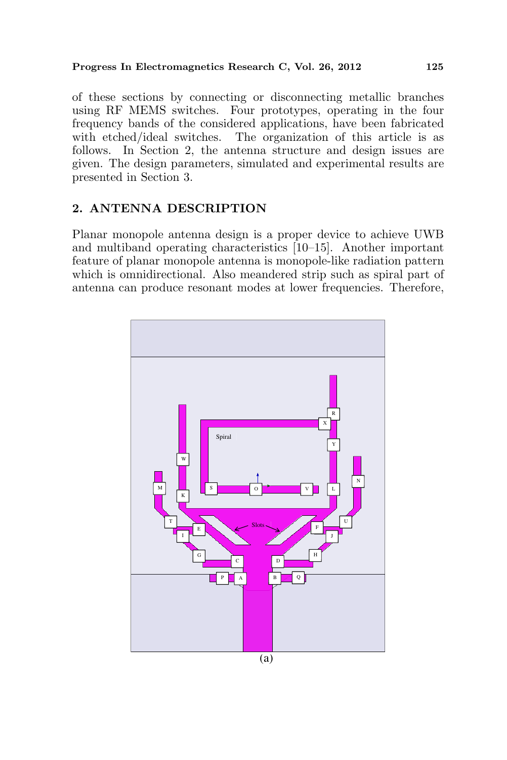of these sections by connecting or disconnecting metallic branches using RF MEMS switches. Four prototypes, operating in the four frequency bands of the considered applications, have been fabricated with etched/ideal switches. The organization of this article is as follows. In Section 2, the antenna structure and design issues are given. The design parameters, simulated and experimental results are presented in Section 3.

## 2. ANTENNA DESCRIPTION

Planar monopole antenna design is a proper device to achieve UWB and multiband operating characteristics [10–15]. Another important feature of planar monopole antenna is monopole-like radiation pattern which is omnidirectional. Also meandered strip such as spiral part of antenna can produce resonant modes at lower frequencies. Therefore,

(a)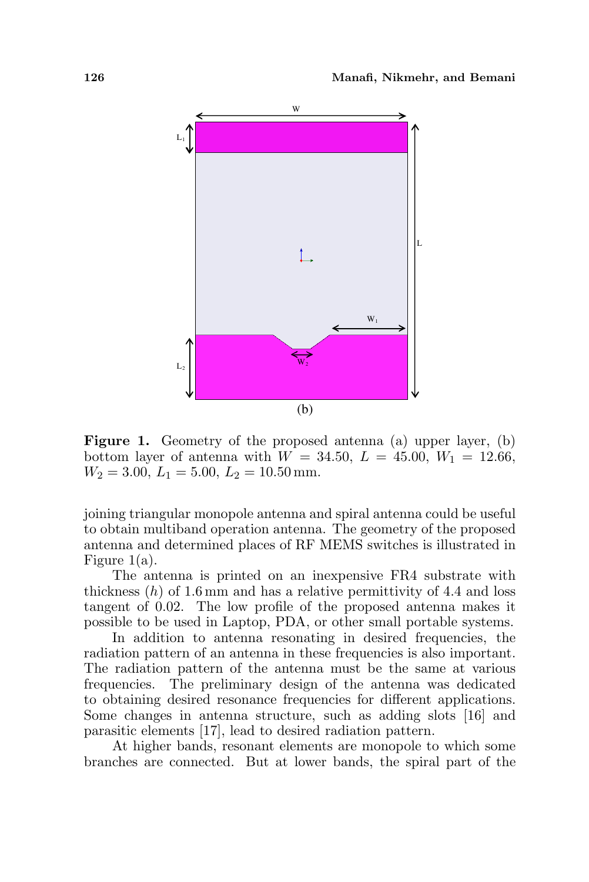(b)

**Figure 1.** Geometry of the proposed antenna (a) upper layer, (b) bottom layer of antenna with $W = 34.50$, $L = 45.00$, $W_1 = 12.66$, $W_2 = 3.00$, $L_1 = 5.00$, $L_2 = 10.50\,\text{mm}$.

joining triangular monopole antenna and spiral antenna could be useful to obtain multiband operation antenna. The geometry of the proposed antenna and determined places of RF MEMS switches is illustrated in Figure 1(a).

The antenna is printed on an inexpensive FR4 substrate with thickness ($h$) of 1.6 mm and has a relative permittivity of 4.4 and loss tangent of 0.02. The low profile of the proposed antenna makes it possible to be used in Laptop, PDA, or other small portable systems.

In addition to antenna resonating in desired frequencies, the radiation pattern of an antenna in these frequencies is also important. The radiation pattern of the antenna must be the same at various frequencies. The preliminary design of the antenna was dedicated to obtaining desired resonance frequencies for different applications. Some changes in antenna structure, such as adding slots [16] and parasitic elements [17], lead to desired radiation pattern.

At higher bands, resonant elements are monopole to which some branches are connected. But at lower bands, the spiral part of the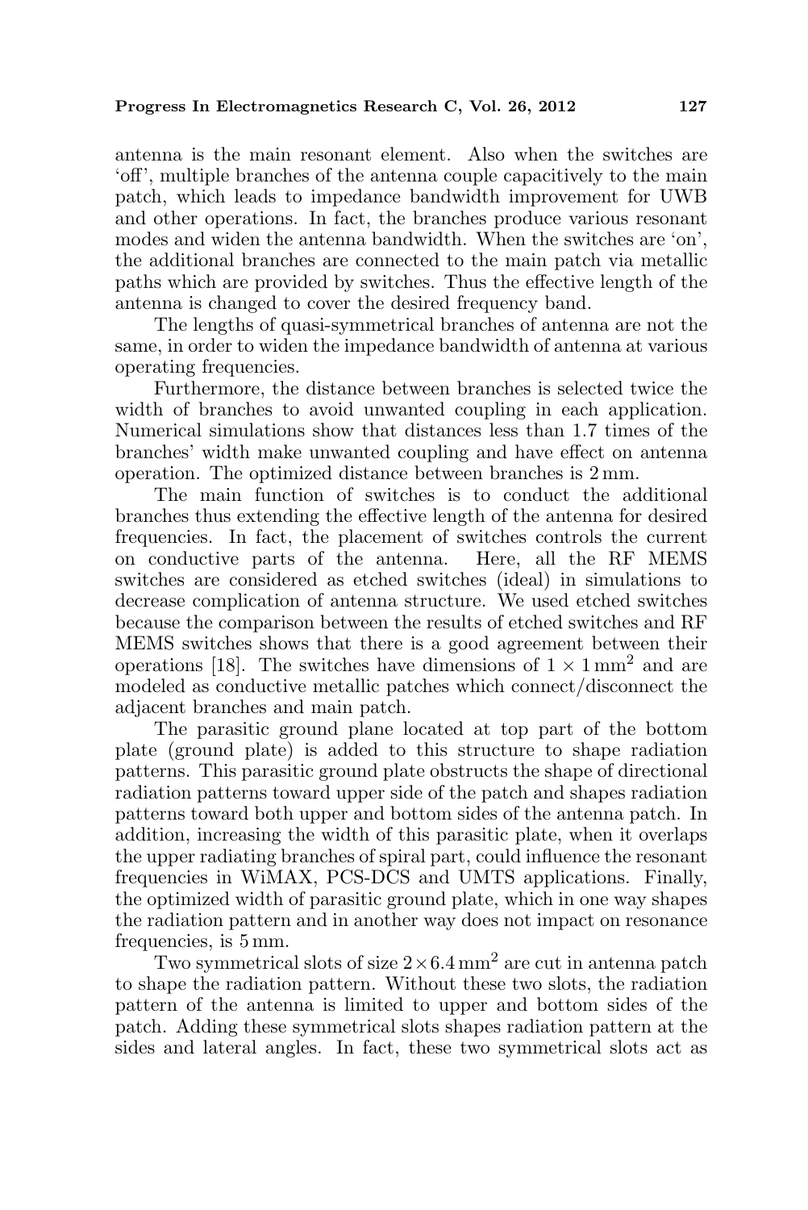antenna is the main resonant element. Also when the switches are 'off', multiple branches of the antenna couple capacitively to the main patch, which leads to impedance bandwidth improvement for UWB and other operations. In fact, the branches produce various resonant modes and widen the antenna bandwidth. When the switches are 'on', the additional branches are connected to the main patch via metallic paths which are provided by switches. Thus the effective length of the antenna is changed to cover the desired frequency band.

The lengths of quasi-symmetrical branches of antenna are not the same, in order to widen the impedance bandwidth of antenna at various operating frequencies.

Furthermore, the distance between branches is selected twice the width of branches to avoid unwanted coupling in each application. Numerical simulations show that distances less than 1.7 times of the branches' width make unwanted coupling and have effect on antenna operation. The optimized distance between branches is 2 mm.

The main function of switches is to conduct the additional branches thus extending the effective length of the antenna for desired frequencies. In fact, the placement of switches controls the current on conductive parts of the antenna. Here, all the RF MEMS switches are considered as etched switches (ideal) in simulations to decrease complication of antenna structure. We used etched switches because the comparison between the results of etched switches and RF MEMS switches shows that there is a good agreement between their operations [18]. The switches have dimensions of $1 \times 1\,\mathrm{mm}^2$ and are modeled as conductive metallic patches which connect/disconnect the adjacent branches and main patch.

The parasitic ground plane located at top part of the bottom plate (ground plate) is added to this structure to shape radiation patterns. This parasitic ground plate obstructs the shape of directional radiation patterns toward upper side of the patch and shapes radiation patterns toward both upper and bottom sides of the antenna patch. In addition, increasing the width of this parasitic plate, when it overlaps the upper radiating branches of spiral part, could influence the resonant frequencies in WiMAX, PCS-DCS and UMTS applications. Finally, the optimized width of parasitic ground plate, which in one way shapes the radiation pattern and in another way does not impact on resonance frequencies, is 5 mm.

Two symmetrical slots of size $2 \times 6.4\,\mathrm{mm}^2$ are cut in antenna patch to shape the radiation pattern. Without these two slots, the radiation pattern of the antenna is limited to upper and bottom sides of the patch. Adding these symmetrical slots shapes radiation pattern at the sides and lateral angles. In fact, these two symmetrical slots act as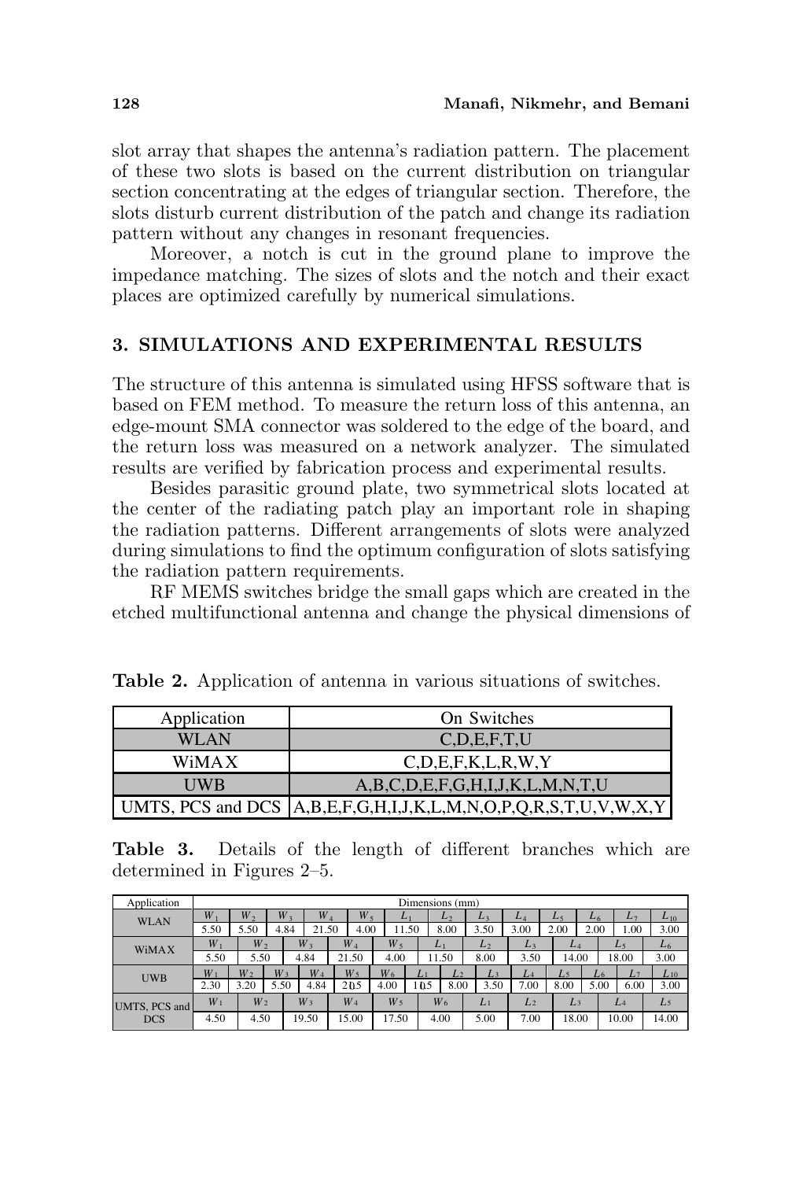slot array that shapes the antenna's radiation pattern. The placement of these two slots is based on the current distribution on triangular section concentrating at the edges of triangular section. Therefore, the slots disturb current distribution of the patch and change its radiation pattern without any changes in resonant frequencies.

Moreover, a notch is cut in the ground plane to improve the impedance matching. The sizes of slots and the notch and their exact places are optimized carefully by numerical simulations.

## 3. SIMULATIONS AND EXPERIMENTAL RESULTS

The structure of this antenna is simulated using HFSS software that is based on FEM method. To measure the return loss of this antenna, an edge-mount SMA connector was soldered to the edge of the board, and the return loss was measured on a network analyzer. The simulated results are verified by fabrication process and experimental results.

Besides parasitic ground plate, two symmetrical slots located at the center of the radiating patch play an important role in shaping the radiation patterns. Different arrangements of slots were analyzed during simulations to find the optimum configuration of slots satisfying the radiation pattern requirements.

RF MEMS switches bridge the small gaps which are created in the etched multifunctional antenna and change the physical dimensions of

**Table 2.** Application of antenna in various situations of switches.

| Application | On Switches |
|---|---|
| WLAN | C,D,E,F,T,U |
| WiMAX | C,D,E,F,K,L,R,W,Y |
| UWB | A,B,C,D,E,F,G,H,I,J,K,L,M,N,T,U |
| UMTS, PCS and DCS | A,B,E,F,G,H,I,J,K,L,M,N,O,P,Q,R,S,T,U,V,W,X,Y |

**Table 3.** Details of the length of different branches which are determined in Figures 2–5.

| Application | Dimensions (mm) | | | | | | | | | | | | | |
|---|---|---|---|---|---|---|---|---|---|---|---|---|---|---|
| WLAN | $W_1$ | $W_2$ | $W_3$ | $W_4$ | $W_5$ | $L_1$ | $L_2$ | $L_3$ | $L_4$ | $L_5$ | $L_6$ | $L_7$ | $L_{10}$ | |
| | 5.50 | 5.50 | 4.84 | 21.50 | 4.00 | 11.50 | 8.00 | 3.50 | 3.00 | 2.00 | 2.00 | 1.00 | 3.00 | |
| WiMAX | $W_1$ | $W_2$ | $W_3$ | $W_4$ | $W_5$ | $L_1$ | $L_2$ | $L_3$ | $L_4$ | $L_5$ | $L_6$ | | | |
| | 5.50 | 5.50 | 4.84 | 21.50 | 4.00 | 11.50 | 8.00 | 3.50 | 14.00 | 18.00 | 3.00 | | | |
| UWB | $W_1$ | $W_2$ | $W_3$ | $W_4$ | $W_5$ | $W_6$ | $L_1$ | $L_2$ | $L_3$ | $L_4$ | $L_5$ | $L_6$ | $L_7$ | $L_{10}$ |
| | 2.30 | 3.20 | 5.50 | 4.84 | 20.5 | 4.00 | 10.5 | 8.00 | 3.50 | 7.00 | 8.00 | 5.00 | 6.00 | 3.00 |
| UMTS, PCS and DCS | $W_1$ | $W_2$ | $W_3$ | $W_4$ | $W_5$ | $W_6$ | $L_1$ | $L_2$ | $L_3$ | $L_4$ | $L_5$ | | | |
| | 4.50 | 4.50 | 19.50 | 15.00 | 17.50 | 4.00 | 5.00 | 7.00 | 18.00 | 10.00 | 14.00 | | | |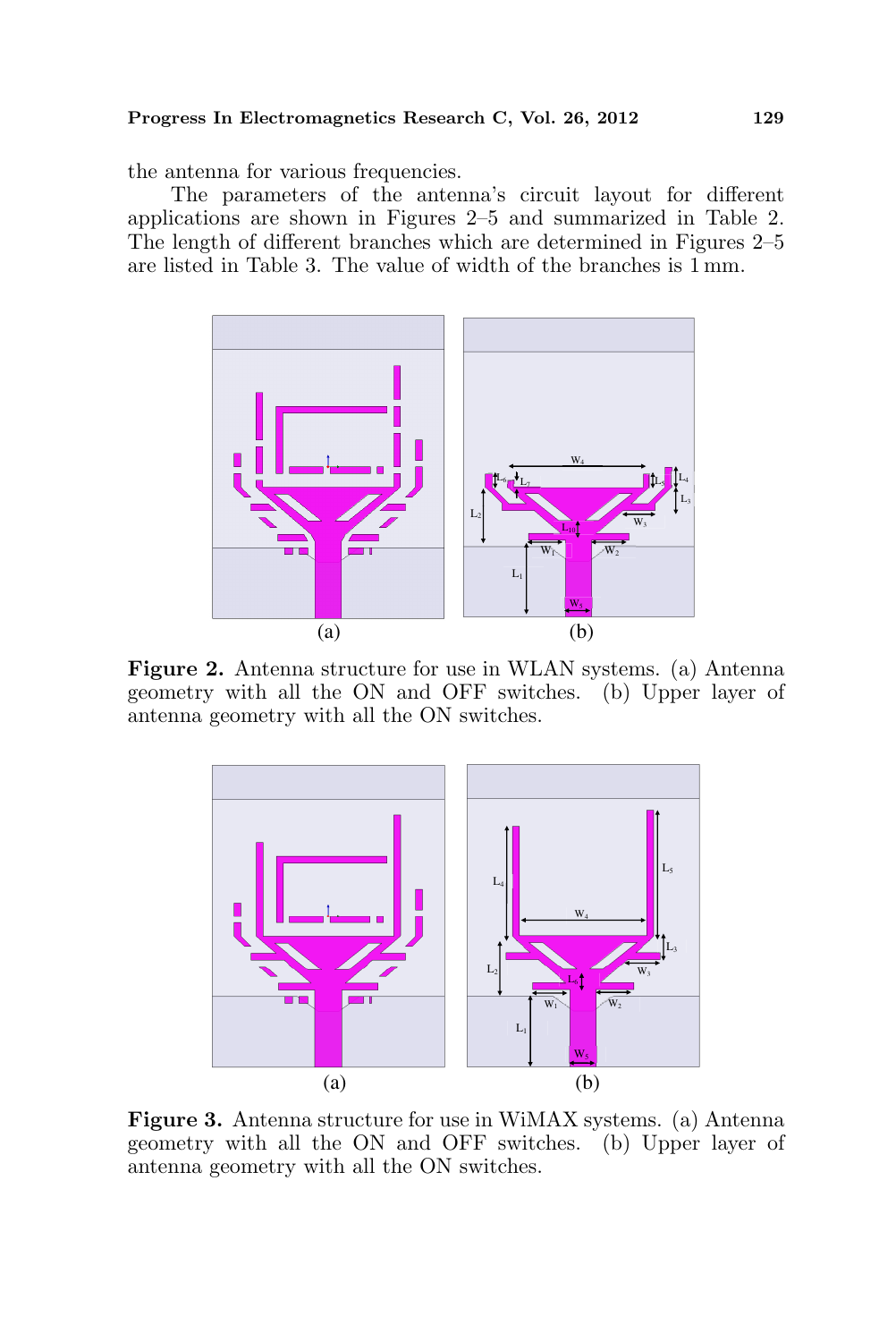the antenna for various frequencies.

The parameters of the antenna's circuit layout for different applications are shown in Figures 2–5 and summarized in Table 2. The length of different branches which are determined in Figures 2–5 are listed in Table 3. The value of width of the branches is 1 mm.

**Figure 2.** Antenna structure for use in WLAN systems. (a) Antenna geometry with all the ON and OFF switches. (b) Upper layer of antenna geometry with all the ON switches.

**Figure 3.** Antenna structure for use in WiMAX systems. (a) Antenna geometry with all the ON and OFF switches. (b) Upper layer of antenna geometry with all the ON switches.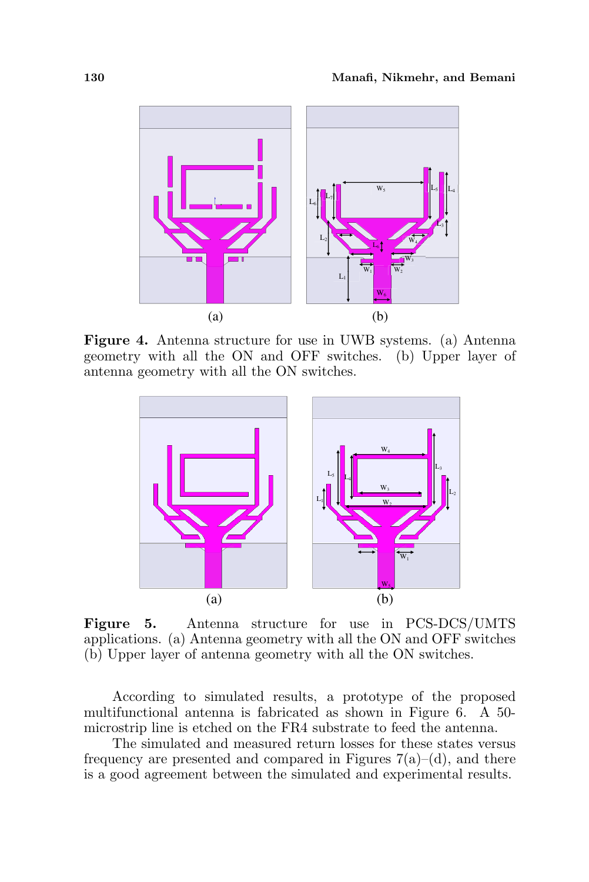**Figure 4.** Antenna structure for use in UWB systems. (a) Antenna geometry with all the ON and OFF switches. (b) Upper layer of antenna geometry with all the ON switches.

**Figure 5.** Antenna structure for use in PCS-DCS/UMTS applications. (a) Antenna geometry with all the ON and OFF switches (b) Upper layer of antenna geometry with all the ON switches.

According to simulated results, a prototype of the proposed multifunctional antenna is fabricated as shown in Figure 6. A 50-microstrip line is etched on the FR4 substrate to feed the antenna.

The simulated and measured return losses for these states versus frequency are presented and compared in Figures 7(a)–(d), and there is a good agreement between the simulated and experimental results.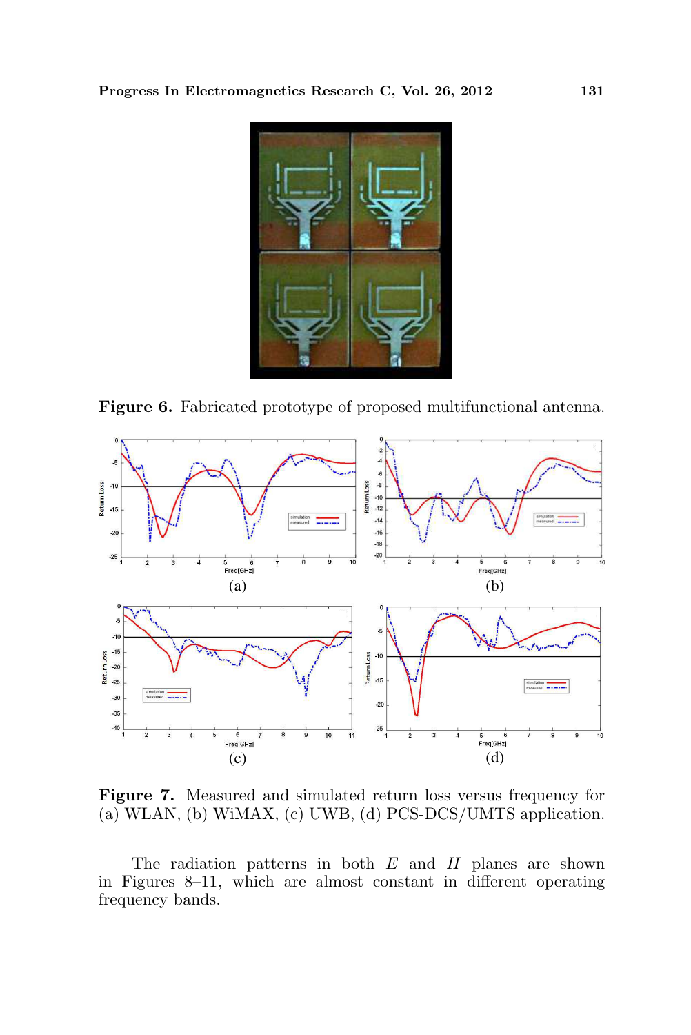**Figure 6.** Fabricated prototype of proposed multifunctional antenna.

**Figure 7.** Measured and simulated return loss versus frequency for (a) WLAN, (b) WiMAX, (c) UWB, (d) PCS-DCS/UMTS application.

The radiation patterns in both $E$ and $H$ planes are shown in Figures 8–11, which are almost constant in different operating frequency bands.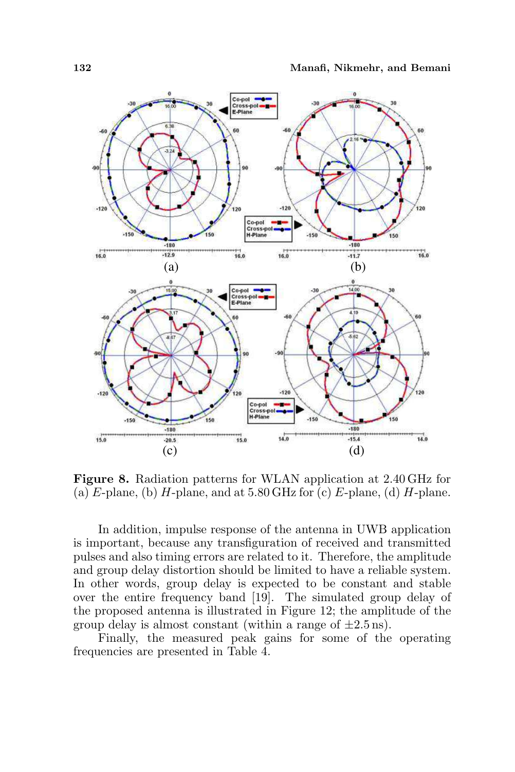**Figure 8.** Radiation patterns for WLAN application at 2.40 GHz for (a) $E$-plane, (b) $H$-plane, and at 5.80 GHz for (c) $E$-plane, (d) $H$-plane.

In addition, impulse response of the antenna in UWB application is important, because any transfiguration of received and transmitted pulses and also timing errors are related to it. Therefore, the amplitude and group delay distortion should be limited to have a reliable system. In other words, group delay is expected to be constant and stable over the entire frequency band [19]. The simulated group delay of the proposed antenna is illustrated in Figure 12; the amplitude of the group delay is almost constant (within a range of $\pm 2.5$ ns).

Finally, the measured peak gains for some of the operating frequencies are presented in Table 4.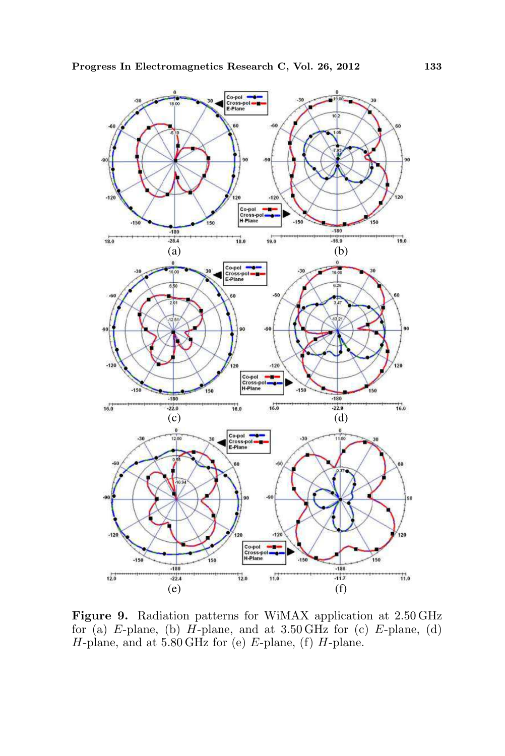**Figure 9.** Radiation patterns for WiMAX application at 2.50 GHz for (a) $E$-plane, (b) $H$-plane, and at 3.50 GHz for (c) $E$-plane, (d) $H$-plane, and at 5.80 GHz for (e) $E$-plane, (f) $H$-plane.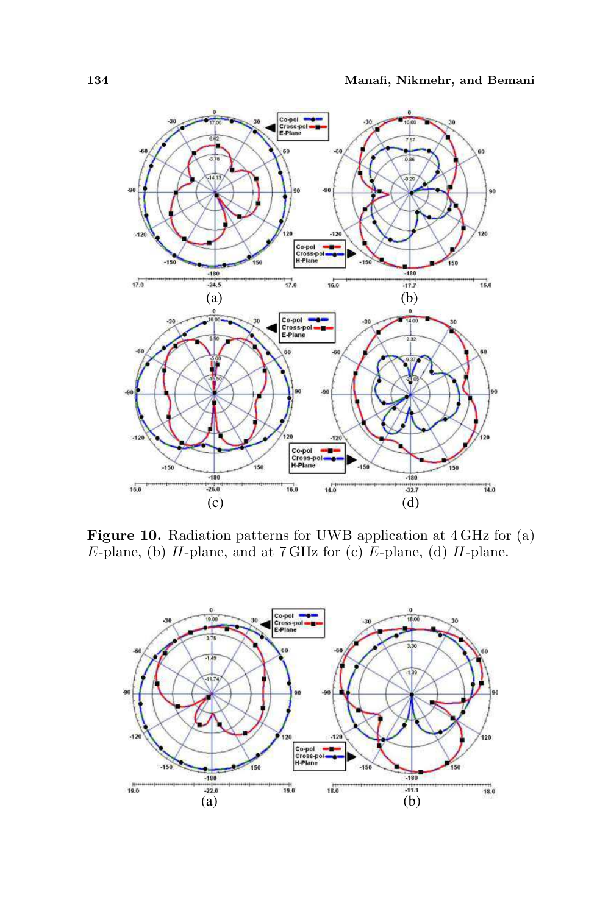**Figure 10.** Radiation patterns for UWB application at 4 GHz for (a) $E$-plane, (b) $H$-plane, and at 7 GHz for (c) $E$-plane, (d) $H$-plane.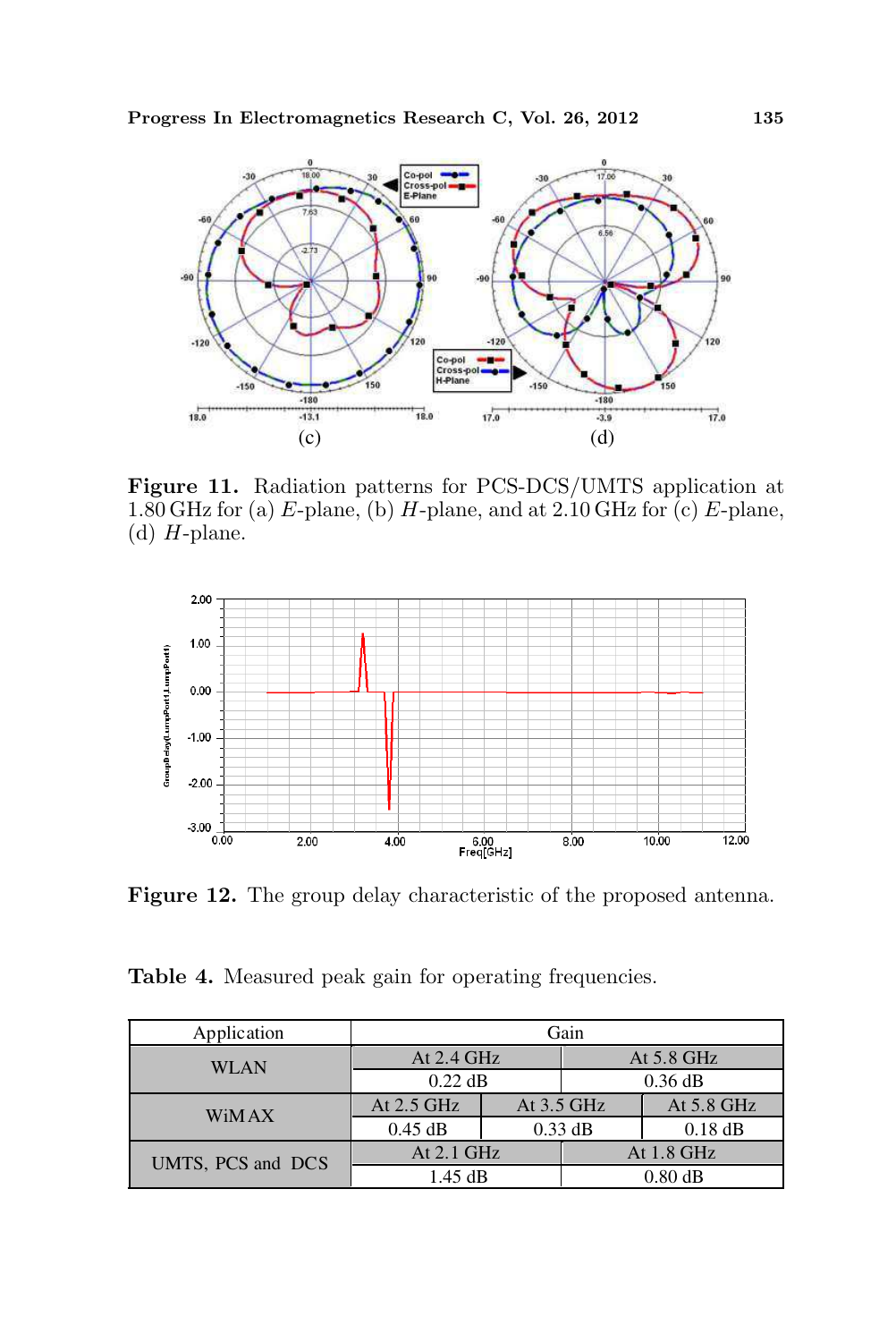**Figure 11.** Radiation patterns for PCS-DCS/UMTS application at 1.80 GHz for (a) $E$-plane, (b) $H$-plane, and at 2.10 GHz for (c) $E$-plane, (d) $H$-plane.

**Figure 12.** The group delay characteristic of the proposed antenna.

**Table 4.** Measured peak gain for operating frequencies.

| Application | Gain | | | |
|---|---|---|---|---|
| WLAN | At 2.4 GHz | | At 5.8 GHz | |
| | 0.22 dB | | 0.36 dB | |
| WiMAX | At 2.5 GHz | At 3.5 GHz | | At 5.8 GHz |
| | 0.45 dB | 0.33 dB | | 0.18 dB |
| UMTS, PCS and DCS | At 2.1 GHz | | At 1.8 GHz | |
| | 1.45 dB | | 0.80 dB | |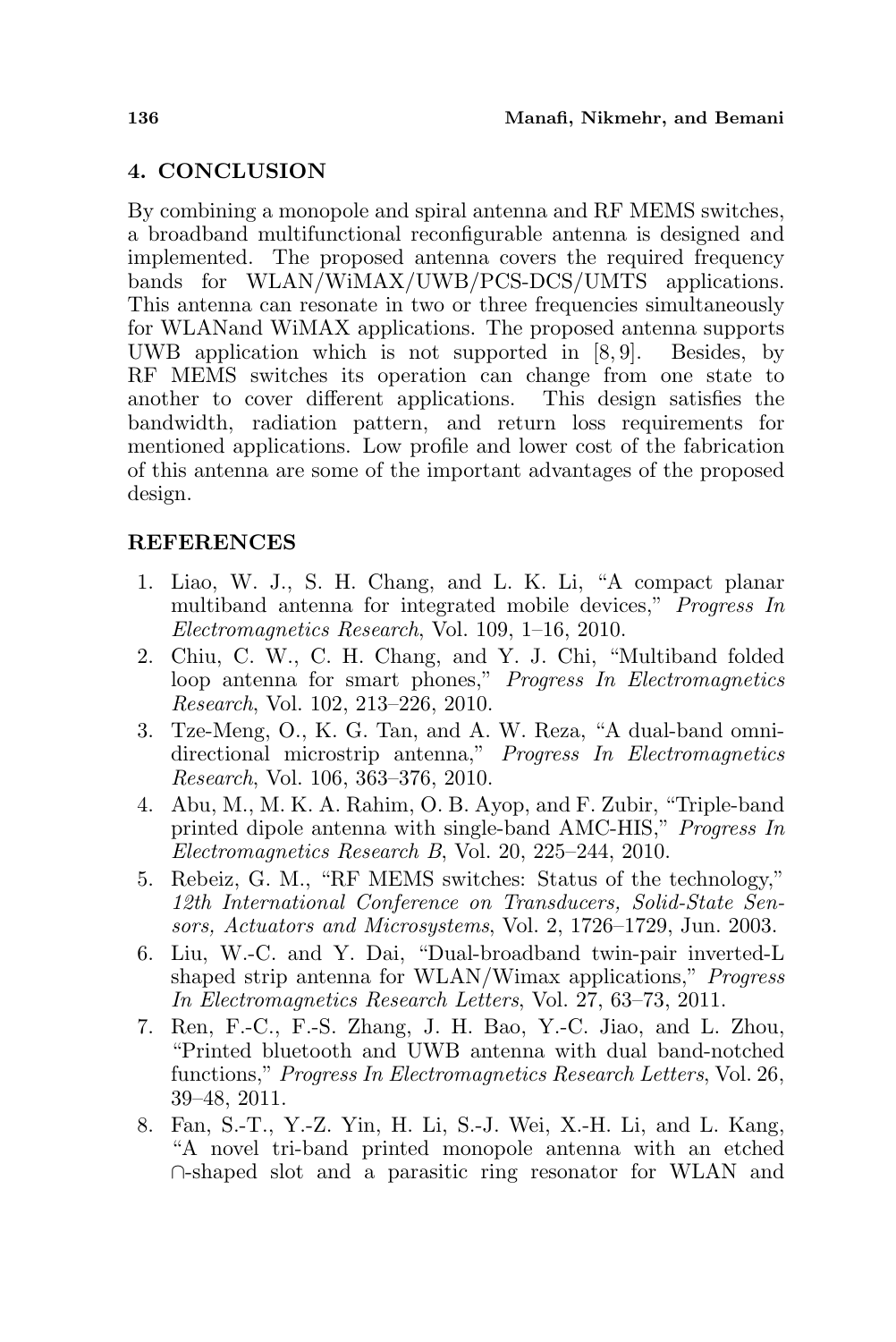## 4. CONCLUSION

By combining a monopole and spiral antenna and RF MEMS switches, a broadband multifunctional reconfigurable antenna is designed and implemented. The proposed antenna covers the required frequency bands for WLAN/WiMAX/UWB/PCS-DCS/UMTS applications. This antenna can resonate in two or three frequencies simultaneously for WLANand WiMAX applications. The proposed antenna supports UWB application which is not supported in [8, 9]. Besides, by RF MEMS switches its operation can change from one state to another to cover different applications. This design satisfies the bandwidth, radiation pattern, and return loss requirements for mentioned applications. Low profile and lower cost of the fabrication of this antenna are some of the important advantages of the proposed design.

## REFERENCES

1. Liao, W. J., S. H. Chang, and L. K. Li, "A compact planar multiband antenna for integrated mobile devices," *Progress In Electromagnetics Research*, Vol. 109, 1–16, 2010.
2. Chiu, C. W., C. H. Chang, and Y. J. Chi, "Multiband folded loop antenna for smart phones," *Progress In Electromagnetics Research*, Vol. 102, 213–226, 2010.
3. Tze-Meng, O., K. G. Tan, and A. W. Reza, "A dual-band omni-directional microstrip antenna," *Progress In Electromagnetics Research*, Vol. 106, 363–376, 2010.
4. Abu, M., M. K. A. Rahim, O. B. Ayop, and F. Zubir, "Triple-band printed dipole antenna with single-band AMC-HIS," *Progress In Electromagnetics Research B*, Vol. 20, 225–244, 2010.
5. Rebeiz, G. M., "RF MEMS switches: Status of the technology," *12th International Conference on Transducers, Solid-State Sensors, Actuators and Microsystems*, Vol. 2, 1726–1729, Jun. 2003.
6. Liu, W.-C. and Y. Dai, "Dual-broadband twin-pair inverted-L shaped strip antenna for WLAN/Wimax applications," *Progress In Electromagnetics Research Letters*, Vol. 27, 63–73, 2011.
7. Ren, F.-C., F.-S. Zhang, J. H. Bao, Y.-C. Jiao, and L. Zhou, "Printed bluetooth and UWB antenna with dual band-notched functions," *Progress In Electromagnetics Research Letters*, Vol. 26, 39–48, 2011.
8. Fan, S.-T., Y.-Z. Yin, H. Li, S.-J. Wei, X.-H. Li, and L. Kang, "A novel tri-band printed monopole antenna with an etched ∩-shaped slot and a parasitic ring resonator for WLAN and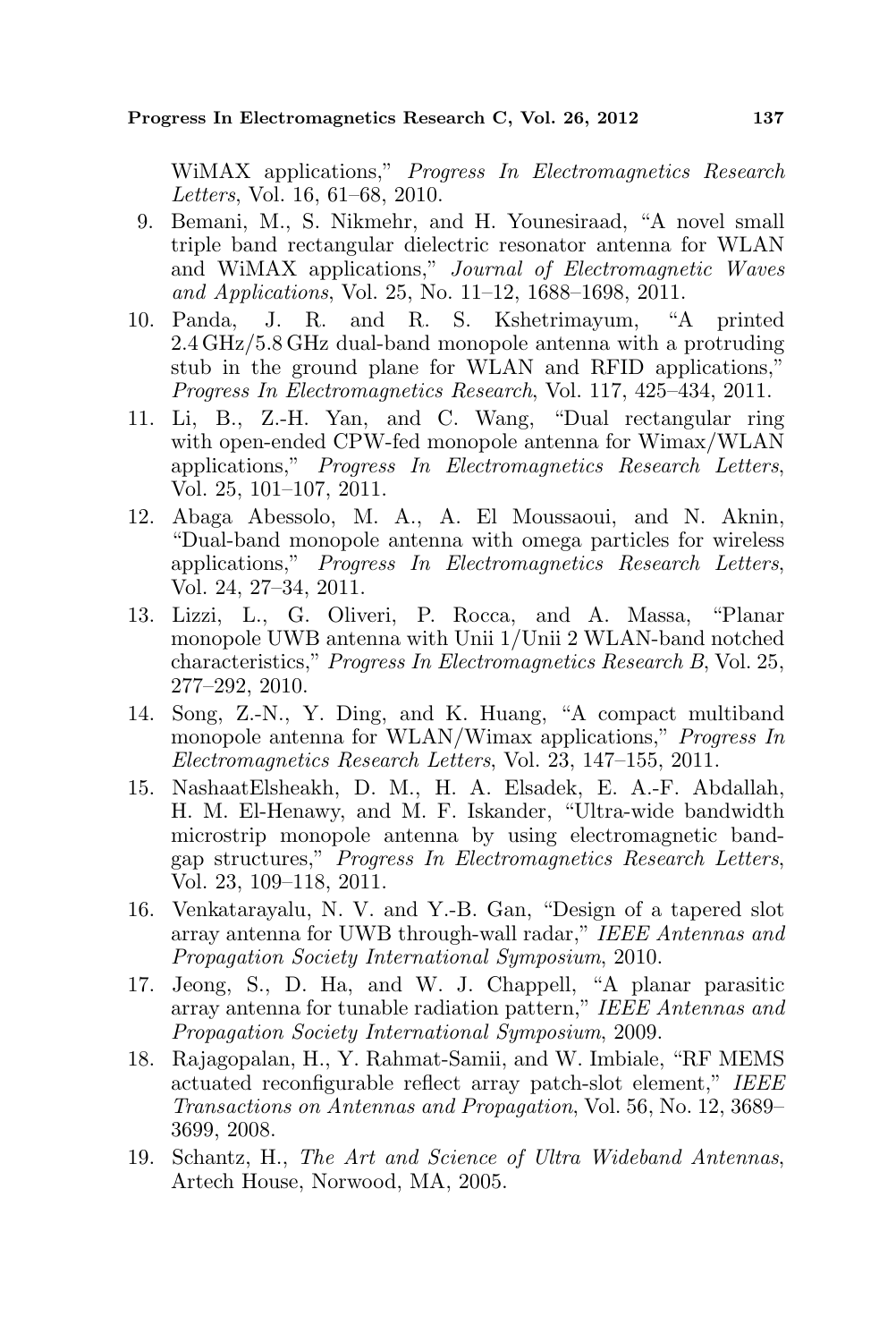WiMAX applications," *Progress In Electromagnetics Research Letters*, Vol. 16, 61–68, 2010.

9. Bemani, M., S. Nikmehr, and H. Younesiraad, "A novel small triple band rectangular dielectric resonator antenna for WLAN and WiMAX applications," *Journal of Electromagnetic Waves and Applications*, Vol. 25, No. 11–12, 1688–1698, 2011.
10. Panda, J. R. and R. S. Kshetrimayum, "A printed 2.4 GHz/5.8 GHz dual-band monopole antenna with a protruding stub in the ground plane for WLAN and RFID applications," *Progress In Electromagnetics Research*, Vol. 117, 425–434, 2011.
11. Li, B., Z.-H. Yan, and C. Wang, "Dual rectangular ring with open-ended CPW-fed monopole antenna for Wimax/WLAN applications," *Progress In Electromagnetics Research Letters*, Vol. 25, 101–107, 2011.
12. Abaga Abessolo, M. A., A. El Moussaoui, and N. Aknin, "Dual-band monopole antenna with omega particles for wireless applications," *Progress In Electromagnetics Research Letters*, Vol. 24, 27–34, 2011.
13. Lizzi, L., G. Oliveri, P. Rocca, and A. Massa, "Planar monopole UWB antenna with Unii 1/Unii 2 WLAN-band notched characteristics," *Progress In Electromagnetics Research B*, Vol. 25, 277–292, 2010.
14. Song, Z.-N., Y. Ding, and K. Huang, "A compact multiband monopole antenna for WLAN/Wimax applications," *Progress In Electromagnetics Research Letters*, Vol. 23, 147–155, 2011.
15. NashaatElsheakh, D. M., H. A. Elsadek, E. A.-F. Abdallah, H. M. El-Henawy, and M. F. Iskander, "Ultra-wide bandwidth microstrip monopole antenna by using electromagnetic band-gap structures," *Progress In Electromagnetics Research Letters*, Vol. 23, 109–118, 2011.
16. Venkatarayalu, N. V. and Y.-B. Gan, "Design of a tapered slot array antenna for UWB through-wall radar," *IEEE Antennas and Propagation Society International Symposium*, 2010.
17. Jeong, S., D. Ha, and W. J. Chappell, "A planar parasitic array antenna for tunable radiation pattern," *IEEE Antennas and Propagation Society International Symposium*, 2009.
18. Rajagopalan, H., Y. Rahmat-Samii, and W. Imbiale, "RF MEMS actuated reconfigurable reflect array patch-slot element," *IEEE Transactions on Antennas and Propagation*, Vol. 56, No. 12, 3689–3699, 2008.
19. Schantz, H., *The Art and Science of Ultra Wideband Antennas*, Artech House, Norwood, MA, 2005.